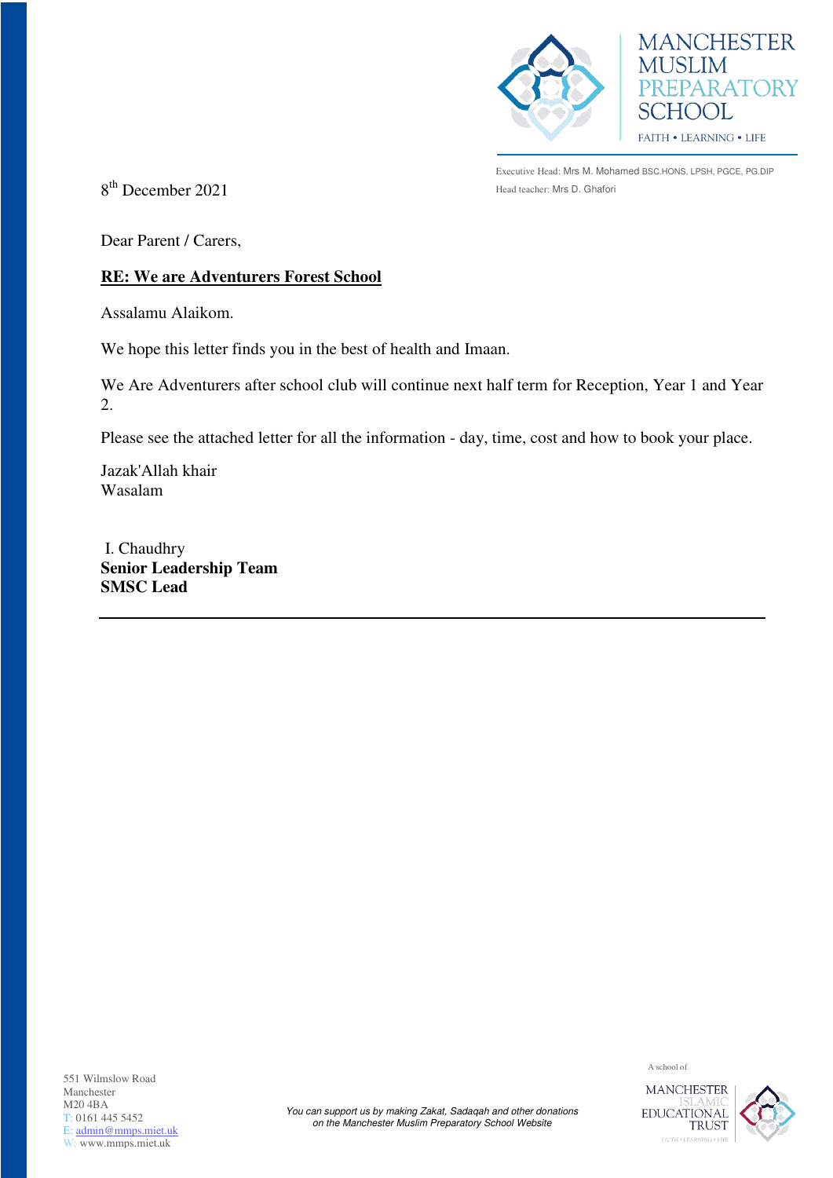MANCHESTER MUSLIM PREPARATORY SCHOOL

FAITH • LEARNING • LIFE

Executive Head: Mrs M. Mohamed BSC.HONS, LPSH, PGCE, PG.DIP

Head teacher: Mrs D. Ghafori

8th December 2021

Dear Parent / Carers,

**RE: We are Adventurers Forest School**

Assalamu Alaikom.

We hope this letter finds you in the best of health and Imaan.

We Are Adventurers after school club will continue next half term for Reception, Year 1 and Year 2.

Please see the attached letter for all the information - day, time, cost and how to book your place.

Jazak'Allah khair
Wasalam

I. Chaudhry
**Senior Leadership Team**
**SMSC Lead**

---

551 Wilmslow Road
Manchester
M20 4BA
T: 0161 445 5452
E: admin@mmps.miet.uk
W: www.mmps.miet.uk

*You can support us by making Zakat, Sadaqah and other donations on the Manchester Muslim Preparatory School Website*

A school of MANCHESTER ISLAMIC EDUCATIONAL TRUST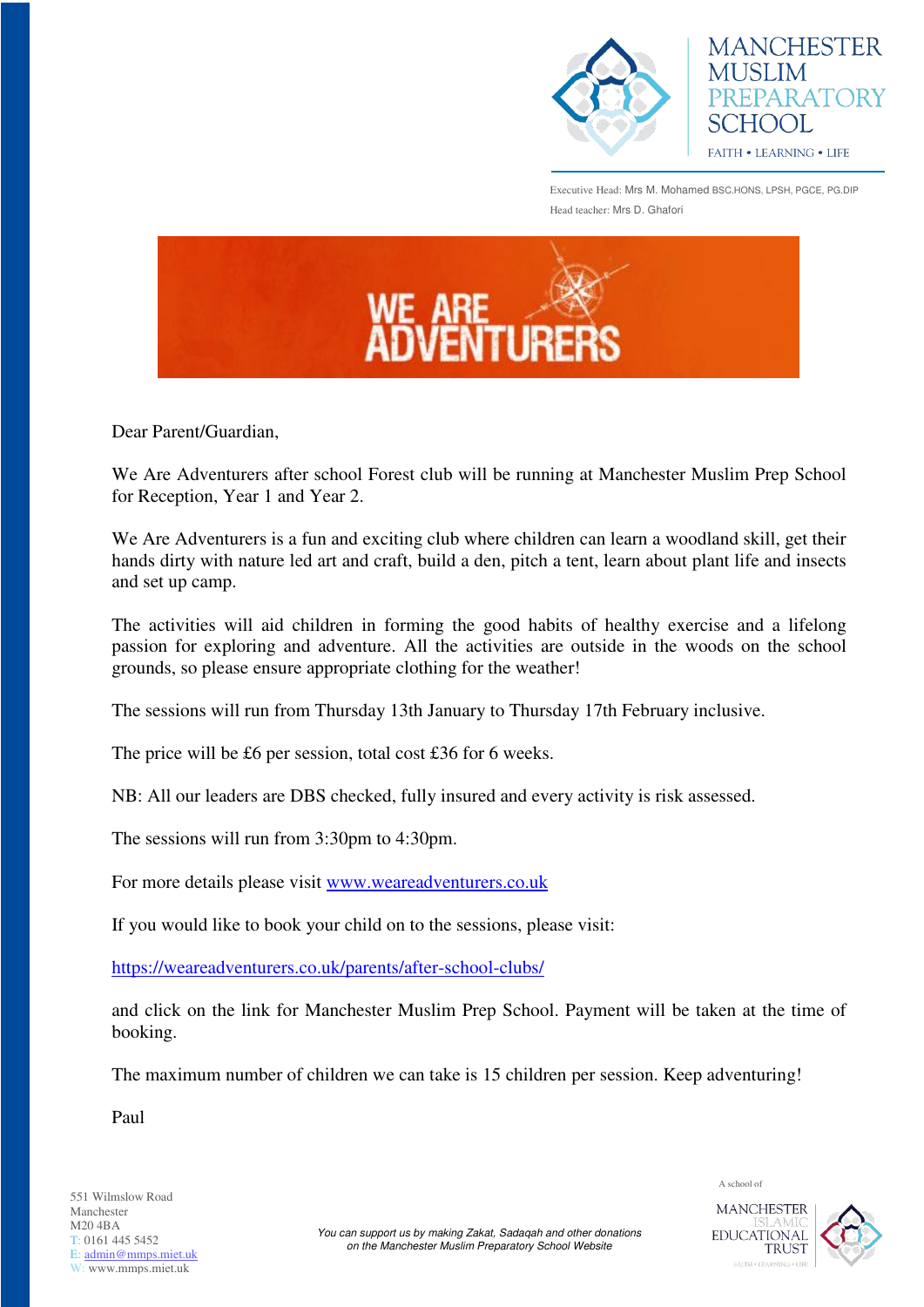MANCHESTER MUSLIM PREPARATORY SCHOOL

FAITH • LEARNING • LIFE

Executive Head: Mrs M. Mohamed BSC.HONS, LPSH, PGCE, PG.DIP

Head teacher: Mrs D. Ghafori

WE ARE ADVENTURERS

Dear Parent/Guardian,

We Are Adventurers after school Forest club will be running at Manchester Muslim Prep School for Reception, Year 1 and Year 2.

We Are Adventurers is a fun and exciting club where children can learn a woodland skill, get their hands dirty with nature led art and craft, build a den, pitch a tent, learn about plant life and insects and set up camp.

The activities will aid children in forming the good habits of healthy exercise and a lifelong passion for exploring and adventure. All the activities are outside in the woods on the school grounds, so please ensure appropriate clothing for the weather!

The sessions will run from Thursday 13th January to Thursday 17th February inclusive.

The price will be £6 per session, total cost £36 for 6 weeks.

NB: All our leaders are DBS checked, fully insured and every activity is risk assessed.

The sessions will run from 3:30pm to 4:30pm.

For more details please visit [www.weareadventurers.co.uk](http://www.weareadventurers.co.uk)

If you would like to book your child on to the sessions, please visit:

[https://weareadventurers.co.uk/parents/after-school-clubs/](https://weareadventurers.co.uk/parents/after-school-clubs/)

and click on the link for Manchester Muslim Prep School. Payment will be taken at the time of booking.

The maximum number of children we can take is 15 children per session. Keep adventuring!

Paul

551 Wilmslow Road
Manchester
M20 4BA
T: 0161 445 5452
E: admin@mmps.miet.uk
W: www.mmps.miet.uk

*You can support us by making Zakat, Sadaqah and other donations on the Manchester Muslim Preparatory School Website*

A school of MANCHESTER ISLAMIC EDUCATIONAL TRUST